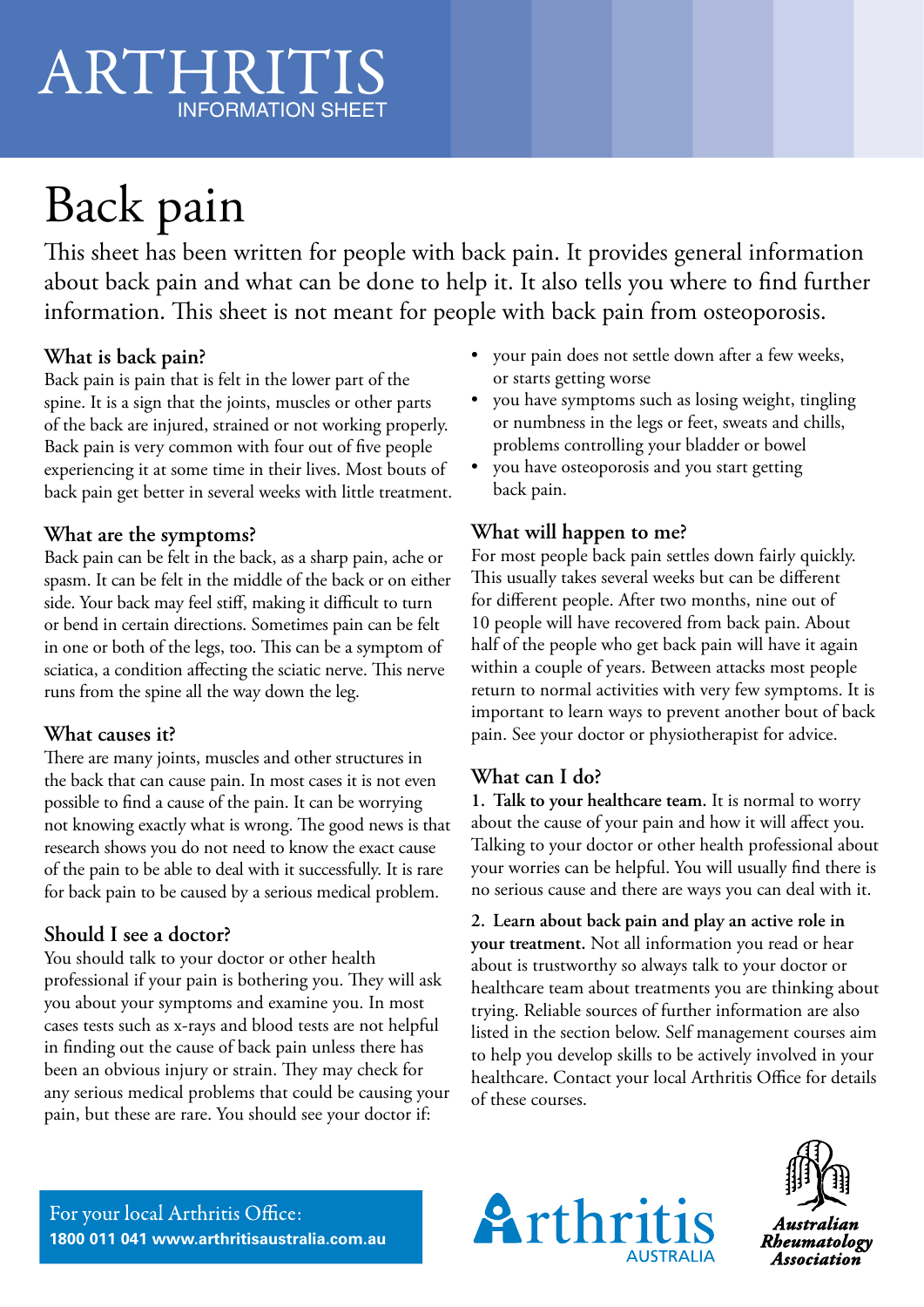# ARTHRITIS
INFORMATION SHEET

# Back pain

This sheet has been written for people with back pain. It provides general information about back pain and what can be done to help it. It also tells you where to find further information. This sheet is not meant for people with back pain from osteoporosis.

## What is back pain?

Back pain is pain that is felt in the lower part of the spine. It is a sign that the joints, muscles or other parts of the back are injured, strained or not working properly. Back pain is very common with four out of five people experiencing it at some time in their lives. Most bouts of back pain get better in several weeks with little treatment.

## What are the symptoms?

Back pain can be felt in the back, as a sharp pain, ache or spasm. It can be felt in the middle of the back or on either side. Your back may feel stiff, making it difficult to turn or bend in certain directions. Sometimes pain can be felt in one or both of the legs, too. This can be a symptom of sciatica, a condition affecting the sciatic nerve. This nerve runs from the spine all the way down the leg.

## What causes it?

There are many joints, muscles and other structures in the back that can cause pain. In most cases it is not even possible to find a cause of the pain. It can be worrying not knowing exactly what is wrong. The good news is that research shows you do not need to know the exact cause of the pain to be able to deal with it successfully. It is rare for back pain to be caused by a serious medical problem.

## Should I see a doctor?

You should talk to your doctor or other health professional if your pain is bothering you. They will ask you about your symptoms and examine you. In most cases tests such as x-rays and blood tests are not helpful in finding out the cause of back pain unless there has been an obvious injury or strain. They may check for any serious medical problems that could be causing your pain, but these are rare. You should see your doctor if:

- your pain does not settle down after a few weeks, or starts getting worse
- you have symptoms such as losing weight, tingling or numbness in the legs or feet, sweats and chills, problems controlling your bladder or bowel
- you have osteoporosis and you start getting back pain.

## What will happen to me?

For most people back pain settles down fairly quickly. This usually takes several weeks but can be different for different people. After two months, nine out of 10 people will have recovered from back pain. About half of the people who get back pain will have it again within a couple of years. Between attacks most people return to normal activities with very few symptoms. It is important to learn ways to prevent another bout of back pain. See your doctor or physiotherapist for advice.

## What can I do?

**1. Talk to your healthcare team.** It is normal to worry about the cause of your pain and how it will affect you. Talking to your doctor or other health professional about your worries can be helpful. You will usually find there is no serious cause and there are ways you can deal with it.

**2. Learn about back pain and play an active role in your treatment.** Not all information you read or hear about is trustworthy so always talk to your doctor or healthcare team about treatments you are thinking about trying. Reliable sources of further information are also listed in the section below. Self management courses aim to help you develop skills to be actively involved in your healthcare. Contact your local Arthritis Office for details of these courses.

For your local Arthritis Office:
**1800 011 041 www.arthritisaustralia.com.au**

Arthritis AUSTRALIA

Australian Rheumatology Association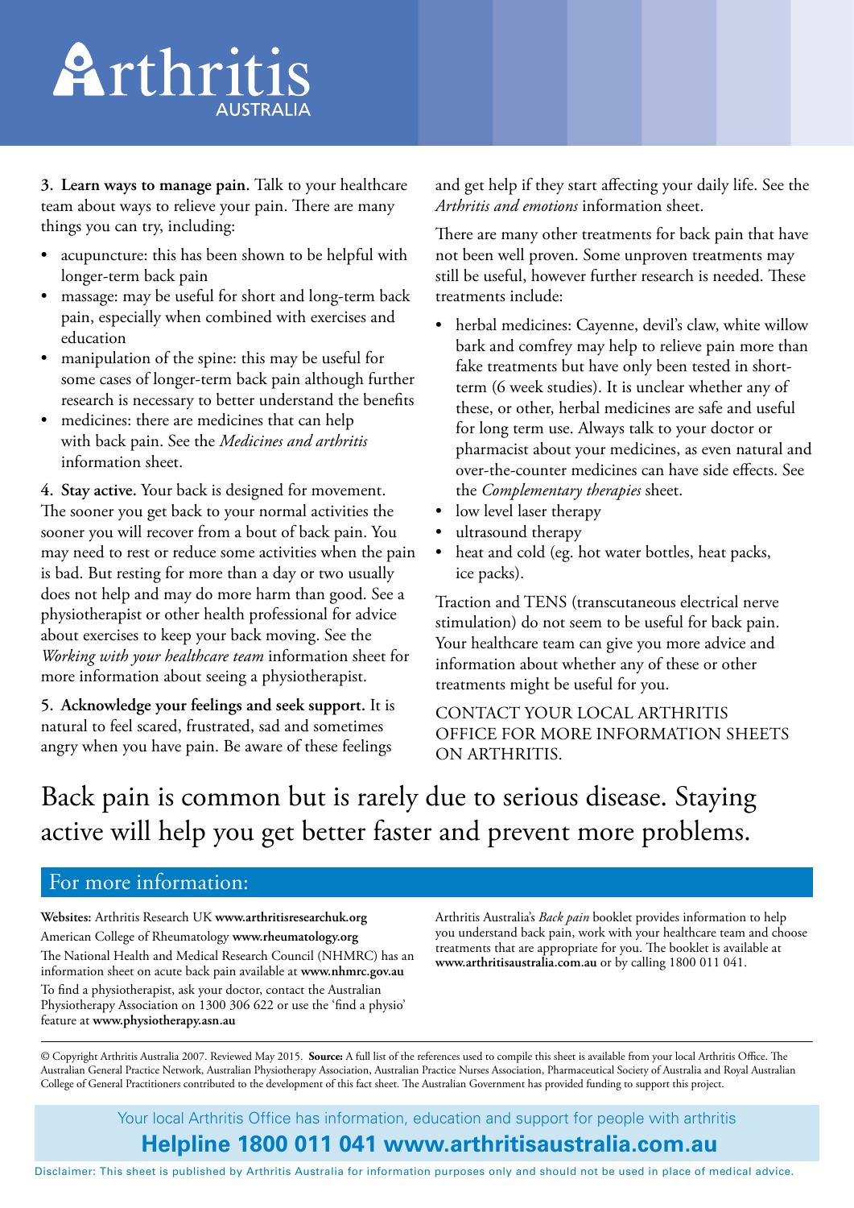**3. Learn ways to manage pain.** Talk to your healthcare team about ways to relieve your pain. There are many things you can try, including:

- acupuncture: this has been shown to be helpful with longer-term back pain
- massage: may be useful for short and long-term back pain, especially when combined with exercises and education
- manipulation of the spine: this may be useful for some cases of longer-term back pain although further research is necessary to better understand the benefits
- medicines: there are medicines that can help with back pain. See the *Medicines and arthritis* information sheet.

**4. Stay active.** Your back is designed for movement. The sooner you get back to your normal activities the sooner you will recover from a bout of back pain. You may need to rest or reduce some activities when the pain is bad. But resting for more than a day or two usually does not help and may do more harm than good. See a physiotherapist or other health professional for advice about exercises to keep your back moving. See the *Working with your healthcare team* information sheet for more information about seeing a physiotherapist.

**5. Acknowledge your feelings and seek support.** It is natural to feel scared, frustrated, sad and sometimes angry when you have pain. Be aware of these feelings and get help if they start affecting your daily life. See the *Arthritis and emotions* information sheet.

There are many other treatments for back pain that have not been well proven. Some unproven treatments may still be useful, however further research is needed. These treatments include:

- herbal medicines: Cayenne, devil's claw, white willow bark and comfrey may help to relieve pain more than fake treatments but have only been tested in short-term (6 week studies). It is unclear whether any of these, or other, herbal medicines are safe and useful for long term use. Always talk to your doctor or pharmacist about your medicines, as even natural and over-the-counter medicines can have side effects. See the *Complementary therapies* sheet.
- low level laser therapy
- ultrasound therapy
- heat and cold (eg. hot water bottles, heat packs, ice packs).

Traction and TENS (transcutaneous electrical nerve stimulation) do not seem to be useful for back pain. Your healthcare team can give you more advice and information about whether any of these or other treatments might be useful for you.

CONTACT YOUR LOCAL ARTHRITIS OFFICE FOR MORE INFORMATION SHEETS ON ARTHRITIS.

## Back pain is common but is rarely due to serious disease. Staying active will help you get better faster and prevent more problems.

## For more information:

**Websites:** Arthritis Research UK **www.arthritisresearchuk.org**

American College of Rheumatology **www.rheumatology.org**

The National Health and Medical Research Council (NHMRC) has an information sheet on acute back pain available at **www.nhmrc.gov.au**

To find a physiotherapist, ask your doctor, contact the Australian Physiotherapy Association on 1300 306 622 or use the 'find a physio' feature at **www.physiotherapy.asn.au**

Arthritis Australia's *Back pain* booklet provides information to help you understand back pain, work with your healthcare team and choose treatments that are appropriate for you. The booklet is available at **www.arthritisaustralia.com.au** or by calling 1800 011 041.

© Copyright Arthritis Australia 2007. Reviewed May 2015. **Source:** A full list of the references used to compile this sheet is available from your local Arthritis Office. The Australian General Practice Network, Australian Physiotherapy Association, Australian Practice Nurses Association, Pharmaceutical Society of Australia and Royal Australian College of General Practitioners contributed to the development of this fact sheet. The Australian Government has provided funding to support this project.

Your local Arthritis Office has information, education and support for people with arthritis

**Helpline 1800 011 041 www.arthritisaustralia.com.au**

Disclaimer: This sheet is published by Arthritis Australia for information purposes only and should not be used in place of medical advice.